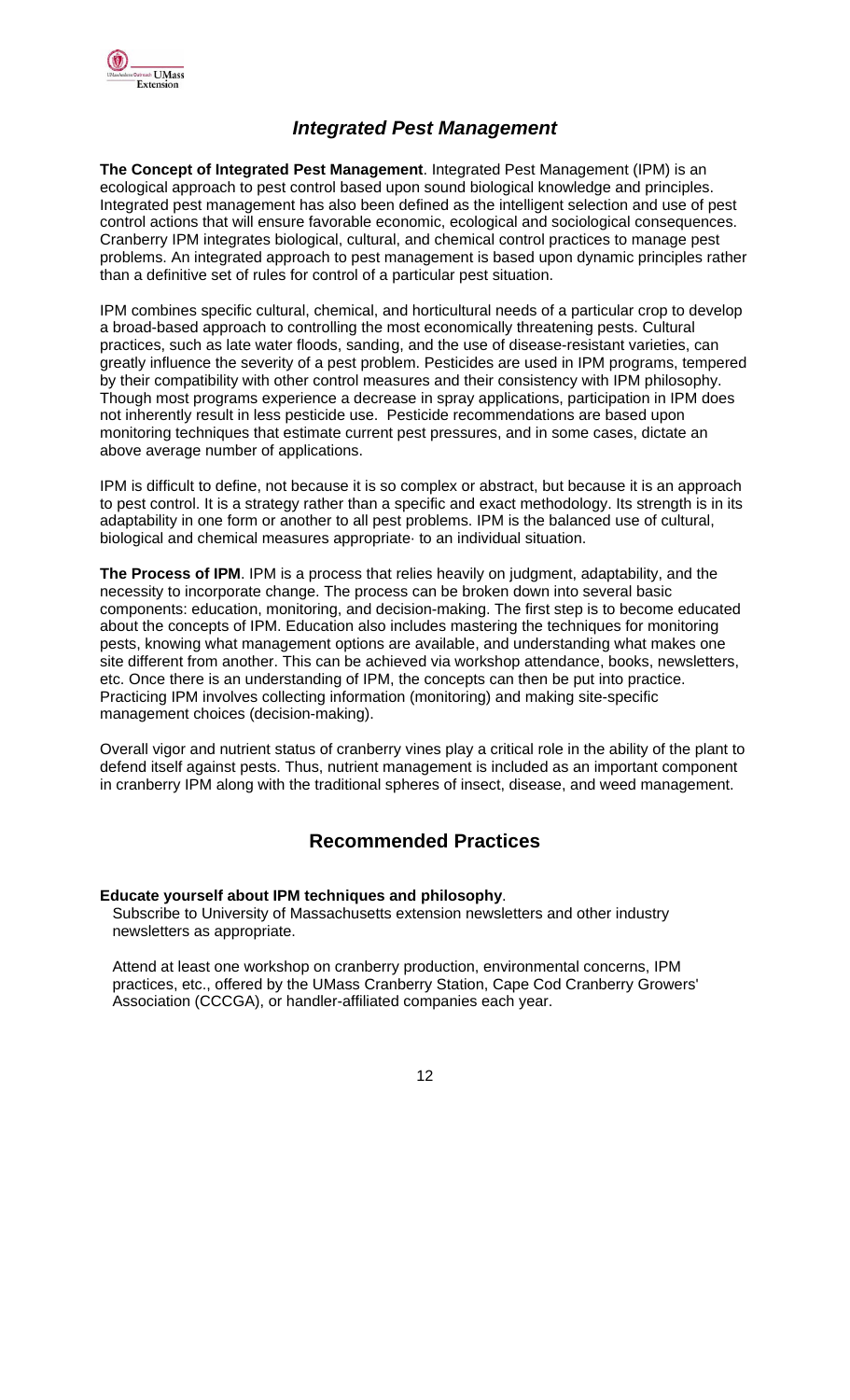## *Integrated Pest Management*

**The Concept of Integrated Pest Management**. Integrated Pest Management (IPM) is an ecological approach to pest control based upon sound biological knowledge and principles. Integrated pest management has also been defined as the intelligent selection and use of pest control actions that will ensure favorable economic, ecological and sociological consequences. Cranberry IPM integrates biological, cultural, and chemical control practices to manage pest problems. An integrated approach to pest management is based upon dynamic principles rather than a definitive set of rules for control of a particular pest situation.

IPM combines specific cultural, chemical, and horticultural needs of a particular crop to develop a broad-based approach to controlling the most economically threatening pests. Cultural practices, such as late water floods, sanding, and the use of disease-resistant varieties, can greatly influence the severity of a pest problem. Pesticides are used in IPM programs, tempered by their compatibility with other control measures and their consistency with IPM philosophy. Though most programs experience a decrease in spray applications, participation in IPM does not inherently result in less pesticide use. Pesticide recommendations are based upon monitoring techniques that estimate current pest pressures, and in some cases, dictate an above average number of applications.

IPM is difficult to define, not because it is so complex or abstract, but because it is an approach to pest control. It is a strategy rather than a specific and exact methodology. Its strength is in its adaptability in one form or another to all pest problems. IPM is the balanced use of cultural, biological and chemical measures appropriate· to an individual situation.

**The Process of IPM**. IPM is a process that relies heavily on judgment, adaptability, and the necessity to incorporate change. The process can be broken down into several basic components: education, monitoring, and decision-making. The first step is to become educated about the concepts of IPM. Education also includes mastering the techniques for monitoring pests, knowing what management options are available, and understanding what makes one site different from another. This can be achieved via workshop attendance, books, newsletters, etc. Once there is an understanding of IPM, the concepts can then be put into practice. Practicing IPM involves collecting information (monitoring) and making site-specific management choices (decision-making).

Overall vigor and nutrient status of cranberry vines play a critical role in the ability of the plant to defend itself against pests. Thus, nutrient management is included as an important component in cranberry IPM along with the traditional spheres of insect, disease, and weed management.

## Recommended Practices

**Educate yourself about IPM techniques and philosophy**.

Subscribe to University of Massachusetts extension newsletters and other industry newsletters as appropriate.

Attend at least one workshop on cranberry production, environmental concerns, IPM practices, etc., offered by the UMass Cranberry Station, Cape Cod Cranberry Growers' Association (CCCGA), or handler-affiliated companies each year.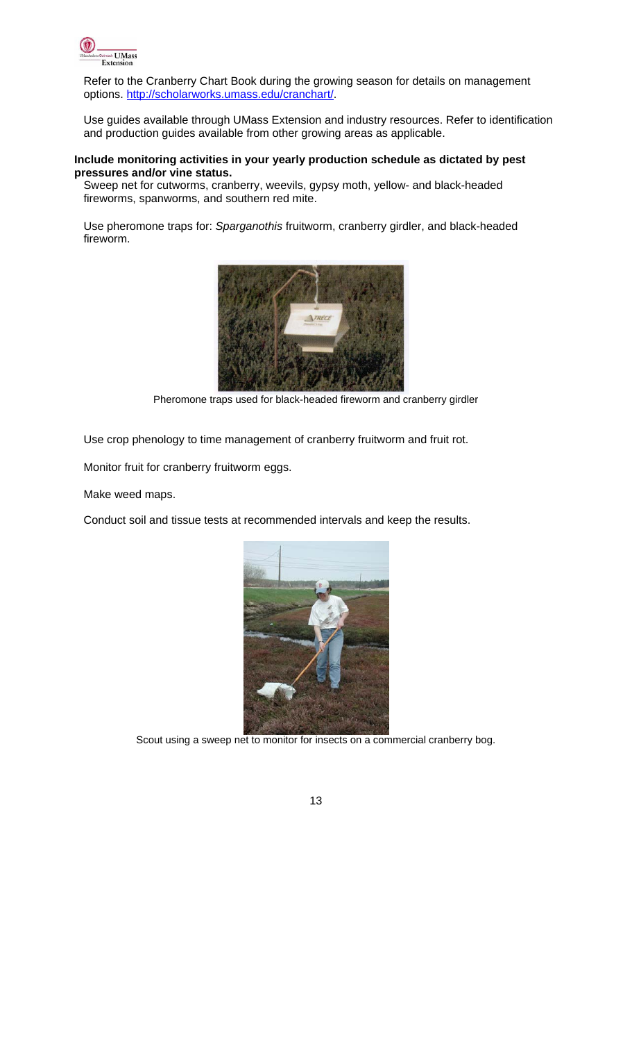Refer to the Cranberry Chart Book during the growing season for details on management options. [http://scholarworks.umass.edu/cranchart/](http://scholarworks.umass.edu/cranchart/).

Use guides available through UMass Extension and industry resources. Refer to identification and production guides available from other growing areas as applicable.

**Include monitoring activities in your yearly production schedule as dictated by pest pressures and/or vine status.**

Sweep net for cutworms, cranberry, weevils, gypsy moth, yellow- and black-headed fireworms, spanworms, and southern red mite.

Use pheromone traps for: *Sparganothis* fruitworm, cranberry girdler, and black-headed fireworm.

Pheromone traps used for black-headed fireworm and cranberry girdler

Use crop phenology to time management of cranberry fruitworm and fruit rot.

Monitor fruit for cranberry fruitworm eggs.

Make weed maps.

Conduct soil and tissue tests at recommended intervals and keep the results.

Scout using a sweep net to monitor for insects on a commercial cranberry bog.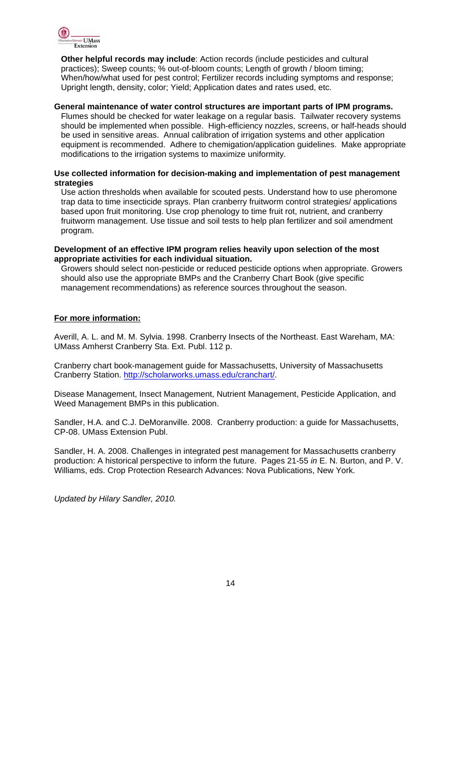**Other helpful records may include**: Action records (include pesticides and cultural practices); Sweep counts; % out-of-bloom counts; Length of growth / bloom timing; When/how/what used for pest control; Fertilizer records including symptoms and response; Upright length, density, color; Yield; Application dates and rates used, etc.

**General maintenance of water control structures are important parts of IPM programs.**

Flumes should be checked for water leakage on a regular basis. Tailwater recovery systems should be implemented when possible. High-efficiency nozzles, screens, or half-heads should be used in sensitive areas. Annual calibration of irrigation systems and other application equipment is recommended. Adhere to chemigation/application guidelines. Make appropriate modifications to the irrigation systems to maximize uniformity.

**Use collected information for decision-making and implementation of pest management strategies**

Use action thresholds when available for scouted pests. Understand how to use pheromone trap data to time insecticide sprays. Plan cranberry fruitworm control strategies/ applications based upon fruit monitoring. Use crop phenology to time fruit rot, nutrient, and cranberry fruitworm management. Use tissue and soil tests to help plan fertilizer and soil amendment program.

**Development of an effective IPM program relies heavily upon selection of the most appropriate activities for each individual situation.**

Growers should select non-pesticide or reduced pesticide options when appropriate. Growers should also use the appropriate BMPs and the Cranberry Chart Book (give specific management recommendations) as reference sources throughout the season.

**For more information:**

Averill, A. L. and M. M. Sylvia. 1998. Cranberry Insects of the Northeast. East Wareham, MA: UMass Amherst Cranberry Sta. Ext. Publ. 112 p.

Cranberry chart book-management guide for Massachusetts, University of Massachusetts Cranberry Station. http://scholarworks.umass.edu/cranchart/.

Disease Management, Insect Management, Nutrient Management, Pesticide Application, and Weed Management BMPs in this publication.

Sandler, H.A. and C.J. DeMoranville. 2008. Cranberry production: a guide for Massachusetts, CP-08. UMass Extension Publ.

Sandler, H. A. 2008. Challenges in integrated pest management for Massachusetts cranberry production: A historical perspective to inform the future. Pages 21-55 *in* E. N. Burton, and P. V. Williams, eds. Crop Protection Research Advances: Nova Publications, New York.

*Updated by Hilary Sandler, 2010.*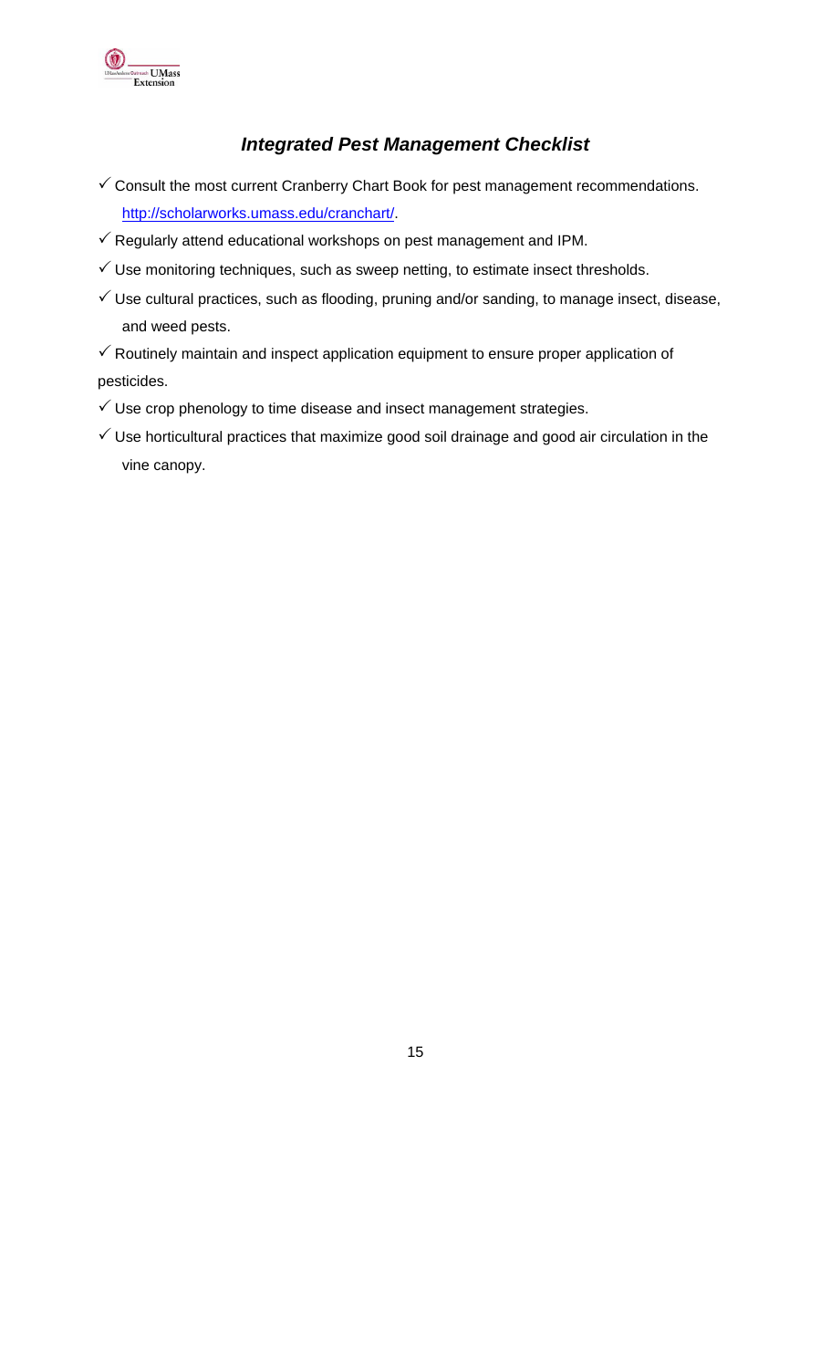## *Integrated Pest Management Checklist*

- ✓ Consult the most current Cranberry Chart Book for pest management recommendations. [http://scholarworks.umass.edu/cranchart/](http://scholarworks.umass.edu/cranchart/).
- ✓ Regularly attend educational workshops on pest management and IPM.
- ✓ Use monitoring techniques, such as sweep netting, to estimate insect thresholds.
- ✓ Use cultural practices, such as flooding, pruning and/or sanding, to manage insect, disease, and weed pests.
- ✓ Routinely maintain and inspect application equipment to ensure proper application of pesticides.
- ✓ Use crop phenology to time disease and insect management strategies.
- ✓ Use horticultural practices that maximize good soil drainage and good air circulation in the vine canopy.